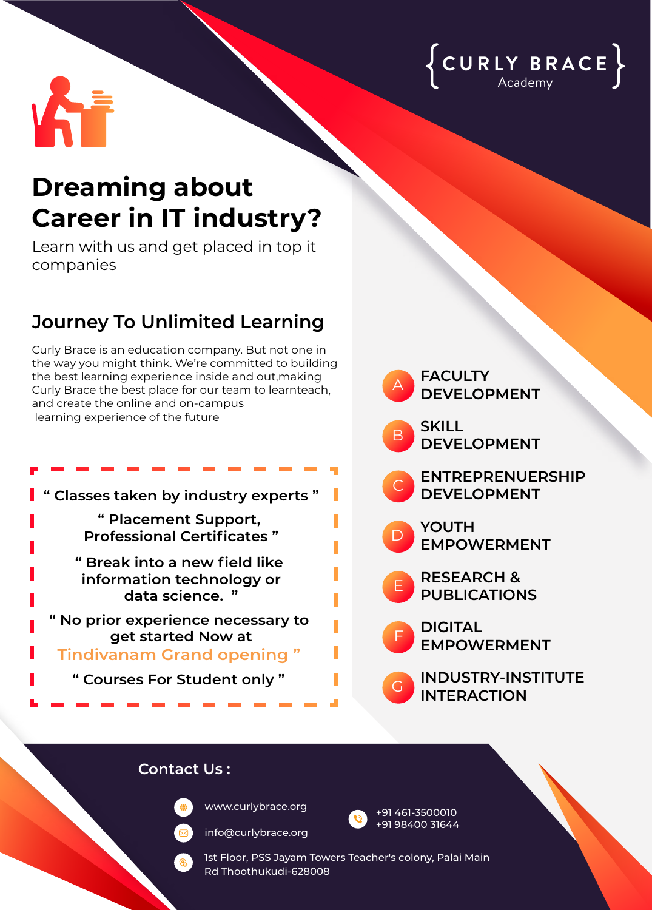{CURLY BRACE}
Academy

# Dreaming about Career in IT industry?

Learn with us and get placed in top it companies

## Journey To Unlimited Learning

Curly Brace is an education company. But not one in the way you might think. We're committed to building the best learning experience inside and out,making Curly Brace the best place for our team to learnteach, and create the online and on-campus learning experience of the future

**" Classes taken by industry experts "**

**" Placement Support, Professional Certificates "**

**" Break into a new field like information technology or data science. "**

**" No prior experience necessary to get started Now at Tindivanam Grand opening "**

**" Courses For Student only "**

- **A** FACULTY DEVELOPMENT
- **B** SKILL DEVELOPMENT
- **C** ENTREPRENEURSHIP DEVELOPMENT
- **D** YOUTH EMPOWERMENT
- **E** RESEARCH & PUBLICATIONS
- **F** DIGITAL EMPOWERMENT
- **G** INDUSTRY-INSTITUTE INTERACTION

## Contact Us :

www.curlybrace.org

info@curlybrace.org

+91 461-3500010
+91 98400 31644

1st Floor, PSS Jayam Towers Teacher's colony, Palai Main Rd Thoothukudi-628008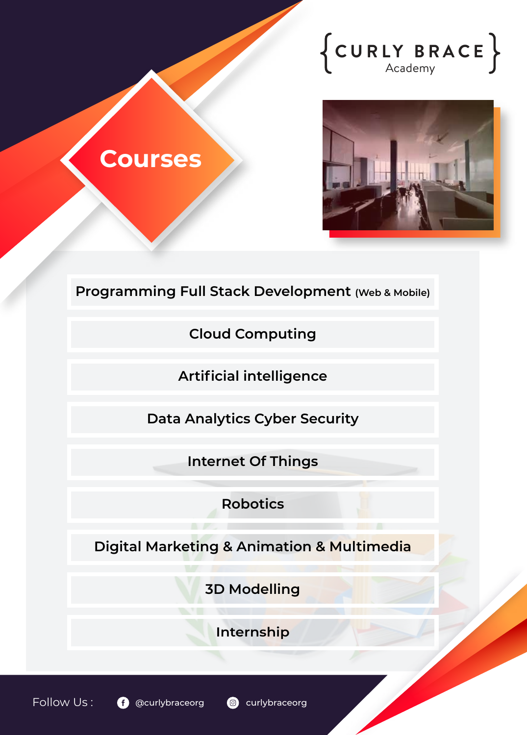{CURLY BRACE} Academy

# Courses

- Programming Full Stack Development (Web & Mobile)
- Cloud Computing
- Artificial intelligence
- Data Analytics Cyber Security
- Internet Of Things
- Robotics
- Digital Marketing & Animation & Multimedia
- 3D Modelling
- Internship

Follow Us : @curlybraceorg curlybraceorg